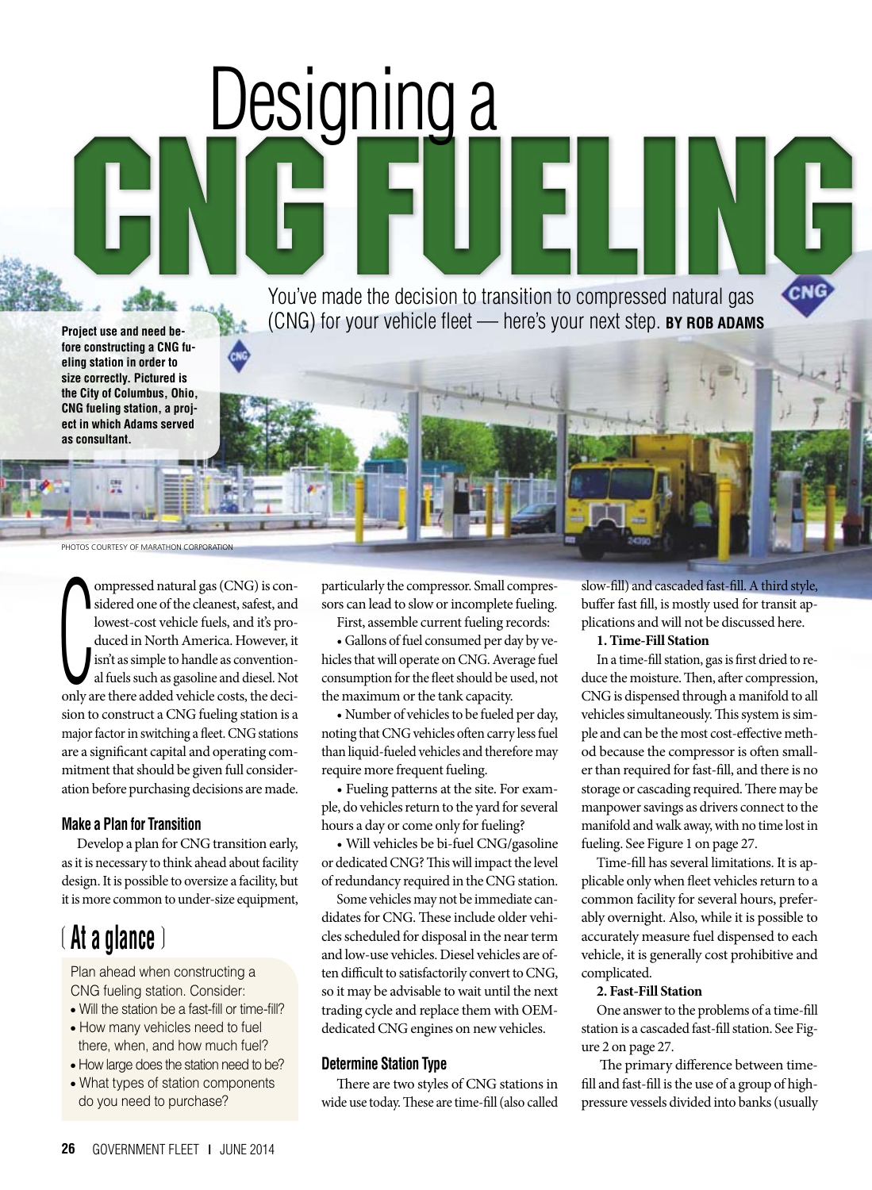# Designing a CNG FUELING

You've made the decision to transition to compressed natural gas (CNG) for your vehicle fleet — here's your next step. **BY ROB ADAMS**

**Project use and need before constructing a CNG fueling station in order to size correctly. Pictured is the City of Columbus, Ohio, CNG fueling station, a project in which Adams served as consultant.**

PHOTOS COURTESY OF MARATHON CORPORATION

Compressed natural gas (CNG) is considered one of the cleanest, safest, and lowest-cost vehicle fuels, and it's produced in North America. However, it isn't as simple to handle as conventional fuels such as gasoline and diesel. Not only are there added vehicle costs, the decision to construct a CNG fueling station is a major factor in switching a fleet. CNG stations are a significant capital and operating commitment that should be given full consideration before purchasing decisions are made.

### Make a Plan for Transition

Develop a plan for CNG transition early, as it is necessary to think ahead about facility design. It is possible to oversize a facility, but it is more common to under-size equipment, particularly the compressor. Small compressors can lead to slow or incomplete fueling.

First, assemble current fueling records:

- Gallons of fuel consumed per day by vehicles that will operate on CNG. Average fuel consumption for the fleet should be used, not the maximum or the tank capacity.
- Number of vehicles to be fueled per day, noting that CNG vehicles often carry less fuel than liquid-fueled vehicles and therefore may require more frequent fueling.
- Fueling patterns at the site. For example, do vehicles return to the yard for several hours a day or come only for fueling?
- Will vehicles be bi-fuel CNG/gasoline or dedicated CNG? This will impact the level of redundancy required in the CNG station.

Some vehicles may not be immediate candidates for CNG. These include older vehicles scheduled for disposal in the near term and low-use vehicles. Diesel vehicles are often difficult to satisfactorily convert to CNG, so it may be advisable to wait until the next trading cycle and replace them with OEM-dedicated CNG engines on new vehicles.

## ( At a glance )

Plan ahead when constructing a CNG fueling station. Consider:

- Will the station be a fast-fill or time-fill?
- How many vehicles need to fuel there, when, and how much fuel?
- How large does the station need to be?
- What types of station components do you need to purchase?

### Determine Station Type

There are two styles of CNG stations in wide use today. These are time-fill (also called slow-fill) and cascaded fast-fill. A third style, buffer fast fill, is mostly used for transit applications and will not be discussed here.

**1. Time-Fill Station**

In a time-fill station, gas is first dried to reduce the moisture. Then, after compression, CNG is dispensed through a manifold to all vehicles simultaneously. This system is simple and can be the most cost-effective method because the compressor is often smaller than required for fast-fill, and there is no storage or cascading required. There may be manpower savings as drivers connect to the manifold and walk away, with no time lost in fueling. See Figure 1 on page 27.

Time-fill has several limitations. It is applicable only when fleet vehicles return to a common facility for several hours, preferably overnight. Also, while it is possible to accurately measure fuel dispensed to each vehicle, it is generally cost prohibitive and complicated.

**2. Fast-Fill Station**

One answer to the problems of a time-fill station is a cascaded fast-fill station. See Figure 2 on page 27.

The primary difference between time-fill and fast-fill is the use of a group of high-pressure vessels divided into banks (usually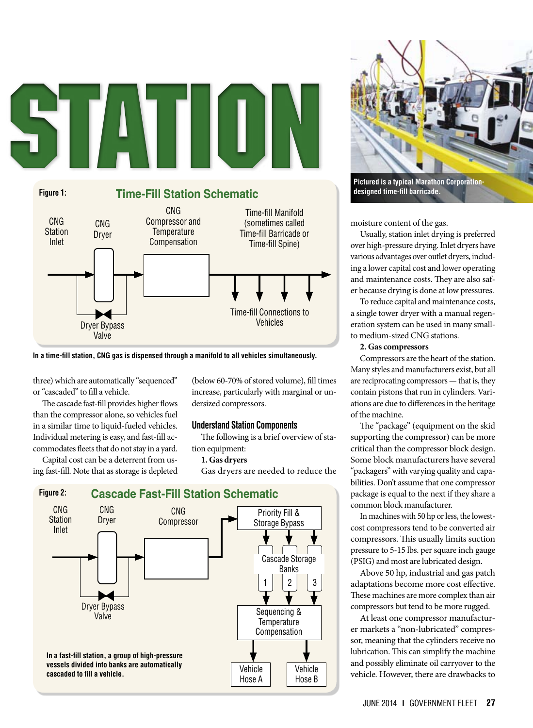# STATION

**Figure 1:** Time-Fill Station Schematic

CNG Station Inlet — CNG Dryer — CNG Compressor and Temperature Compensation — Time-fill Manifold (sometimes called Time-fill Barricade or Time-fill Spine)

Dryer Bypass Valve

Time-fill Connections to Vehicles

**In a time-fill station, CNG gas is dispensed through a manifold to all vehicles simultaneously.**

three) which are automatically "sequenced" or "cascaded" to fill a vehicle.

The cascade fast-fill provides higher flows than the compressor alone, so vehicles fuel in a similar time to liquid-fueled vehicles. Individual metering is easy, and fast-fill accommodates fleets that do not stay in a yard.

Capital cost can be a deterrent from using fast-fill. Note that as storage is depleted (below 60-70% of stored volume), fill times increase, particularly with marginal or undersized compressors.

## Understand Station Components

The following is a brief overview of station equipment:

**1. Gas dryers**

Gas dryers are needed to reduce the moisture content of the gas.

Usually, station inlet drying is preferred over high-pressure drying. Inlet dryers have various advantages over outlet dryers, including a lower capital cost and lower operating and maintenance costs. They are also safer because drying is done at low pressures.

To reduce capital and maintenance costs, a single tower dryer with a manual regeneration system can be used in many small- to medium-sized CNG stations.

**2. Gas compressors**

Compressors are the heart of the station. Many styles and manufacturers exist, but all are reciprocating compressors — that is, they contain pistons that run in cylinders. Variations are due to differences in the heritage of the machine.

The "package" (equipment on the skid supporting the compressor) can be more critical than the compressor block design. Some block manufacturers have several "packagers" with varying quality and capabilities. Don't assume that one compressor package is equal to the next if they share a common block manufacturer.

In machines with 50 hp or less, the lowest-cost compressors tend to be converted air compressors. This usually limits suction pressure to 5-15 lbs. per square inch gauge (PSIG) and most are lubricated design.

Above 50 hp, industrial and gas patch adaptations become more cost effective. These machines are more complex than air compressors but tend to be more rugged.

At least one compressor manufacturer markets a "non-lubricated" compressor, meaning that the cylinders receive no lubrication. This can simplify the machine and possibly eliminate oil carryover to the vehicle. However, there are drawbacks to

**Figure 2:** Cascade Fast-Fill Station Schematic

CNG Station Inlet — CNG Dryer — CNG Compressor — Priority Fill & Storage Bypass — Cascade Storage Banks (1, 2, 3) — Sequencing & Temperature Compensation — Vehicle Hose A, Vehicle Hose B

Dryer Bypass Valve

**In a fast-fill station, a group of high-pressure vessels divided into banks are automatically cascaded to fill a vehicle.**

**Pictured is a typical Marathon Corporation-designed time-fill barricade.**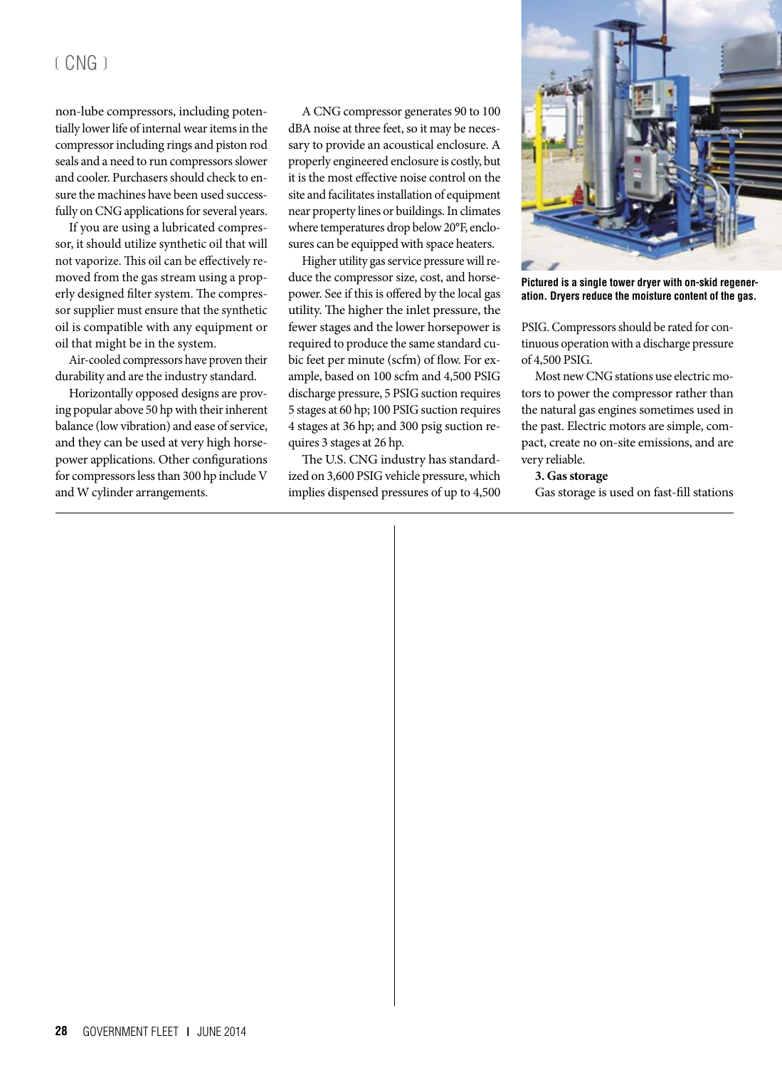non-lube compressors, including potentially lower life of internal wear items in the compressor including rings and piston rod seals and a need to run compressors slower and cooler. Purchasers should check to ensure the machines have been used successfully on CNG applications for several years.

If you are using a lubricated compressor, it should utilize synthetic oil that will not vaporize. This oil can be effectively removed from the gas stream using a properly designed filter system. The compressor supplier must ensure that the synthetic oil is compatible with any equipment or oil that might be in the system.

Air-cooled compressors have proven their durability and are the industry standard.

Horizontally opposed designs are proving popular above 50 hp with their inherent balance (low vibration) and ease of service, and they can be used at very high horsepower applications. Other configurations for compressors less than 300 hp include V and W cylinder arrangements.

A CNG compressor generates 90 to 100 dBA noise at three feet, so it may be necessary to provide an acoustical enclosure. A properly engineered enclosure is costly, but it is the most effective noise control on the site and facilitates installation of equipment near property lines or buildings. In climates where temperatures drop below 20°F, enclosures can be equipped with space heaters.

Higher utility gas service pressure will reduce the compressor size, cost, and horsepower. See if this is offered by the local gas utility. The higher the inlet pressure, the fewer stages and the lower horsepower is required to produce the same standard cubic feet per minute (scfm) of flow. For example, based on 100 scfm and 4,500 PSIG discharge pressure, 5 PSIG suction requires 5 stages at 60 hp; 100 PSIG suction requires 4 stages at 36 hp; and 300 psig suction requires 3 stages at 26 hp.

The U.S. CNG industry has standardized on 3,600 PSIG vehicle pressure, which implies dispensed pressures of up to 4,500 PSIG. Compressors should be rated for continuous operation with a discharge pressure of 4,500 PSIG.

Most new CNG stations use electric motors to power the compressor rather than the natural gas engines sometimes used in the past. Electric motors are simple, compact, create no on-site emissions, and are very reliable.

**Pictured is a single tower dryer with on-skid regeneration. Dryers reduce the moisture content of the gas.**

**3. Gas storage**

Gas storage is used on fast-fill stations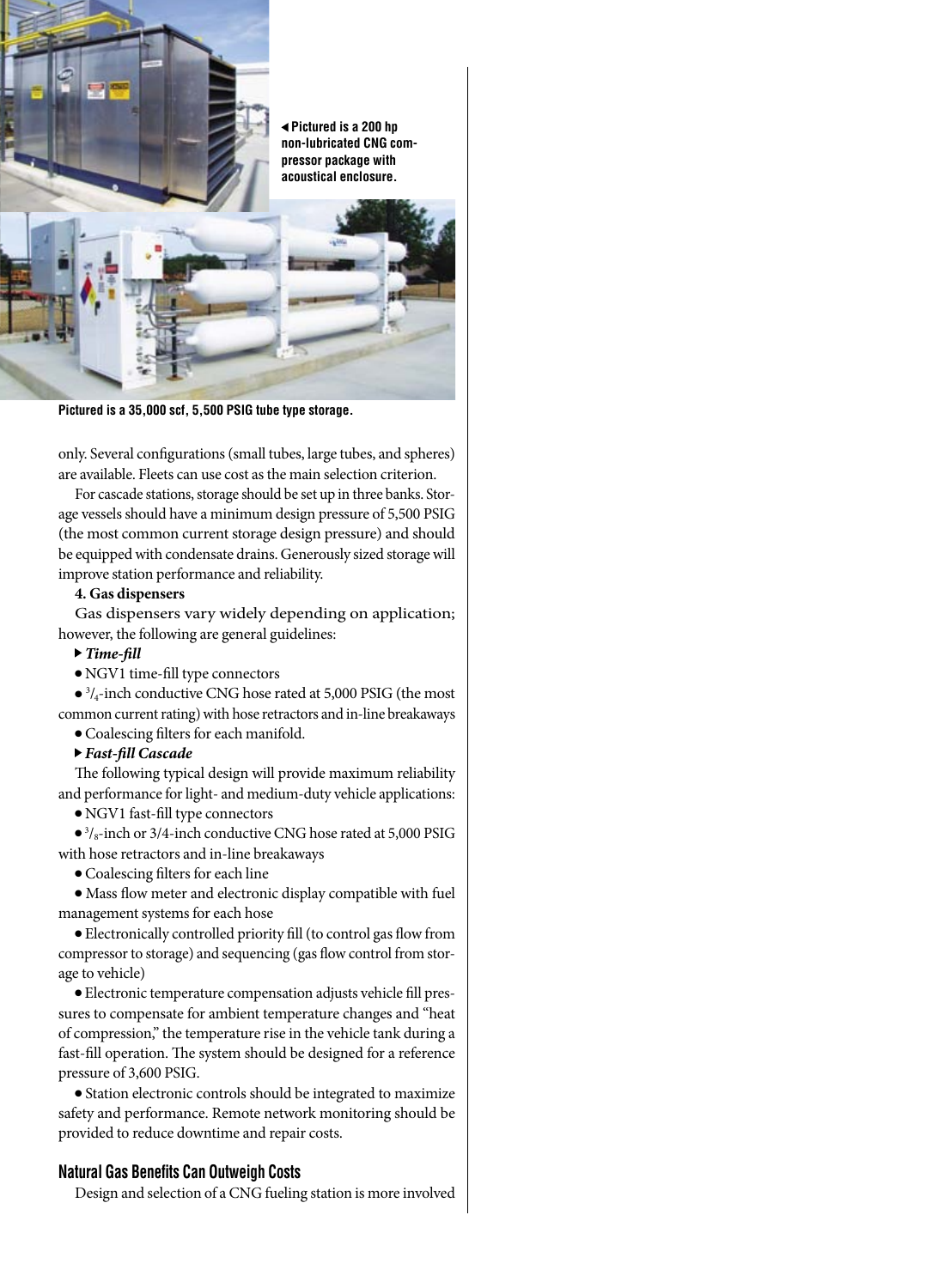◀ Pictured is a 200 hp non-lubricated CNG compressor package with acoustical enclosure.

Pictured is a 35,000 scf, 5,500 PSIG tube type storage.

only. Several configurations (small tubes, large tubes, and spheres) are available. Fleets can use cost as the main selection criterion.

For cascade stations, storage should be set up in three banks. Storage vessels should have a minimum design pressure of 5,500 PSIG (the most common current storage design pressure) and should be equipped with condensate drains. Generously sized storage will improve station performance and reliability.

**4. Gas dispensers**

Gas dispensers vary widely depending on application; however, the following are general guidelines:

▶ ***Time-fill***

- NGV1 time-fill type connectors
- 3/4-inch conductive CNG hose rated at 5,000 PSIG (the most common current rating) with hose retractors and in-line breakaways
- Coalescing filters for each manifold.

▶ ***Fast-fill Cascade***

The following typical design will provide maximum reliability and performance for light- and medium-duty vehicle applications:

- NGV1 fast-fill type connectors
- 3/8-inch or 3/4-inch conductive CNG hose rated at 5,000 PSIG with hose retractors and in-line breakaways
- Coalescing filters for each line
- Mass flow meter and electronic display compatible with fuel management systems for each hose
- Electronically controlled priority fill (to control gas flow from compressor to storage) and sequencing (gas flow control from storage to vehicle)
- Electronic temperature compensation adjusts vehicle fill pressures to compensate for ambient temperature changes and "heat of compression," the temperature rise in the vehicle tank during a fast-fill operation. The system should be designed for a reference pressure of 3,600 PSIG.
- Station electronic controls should be integrated to maximize safety and performance. Remote network monitoring should be provided to reduce downtime and repair costs.

## Natural Gas Benefits Can Outweigh Costs

Design and selection of a CNG fueling station is more involved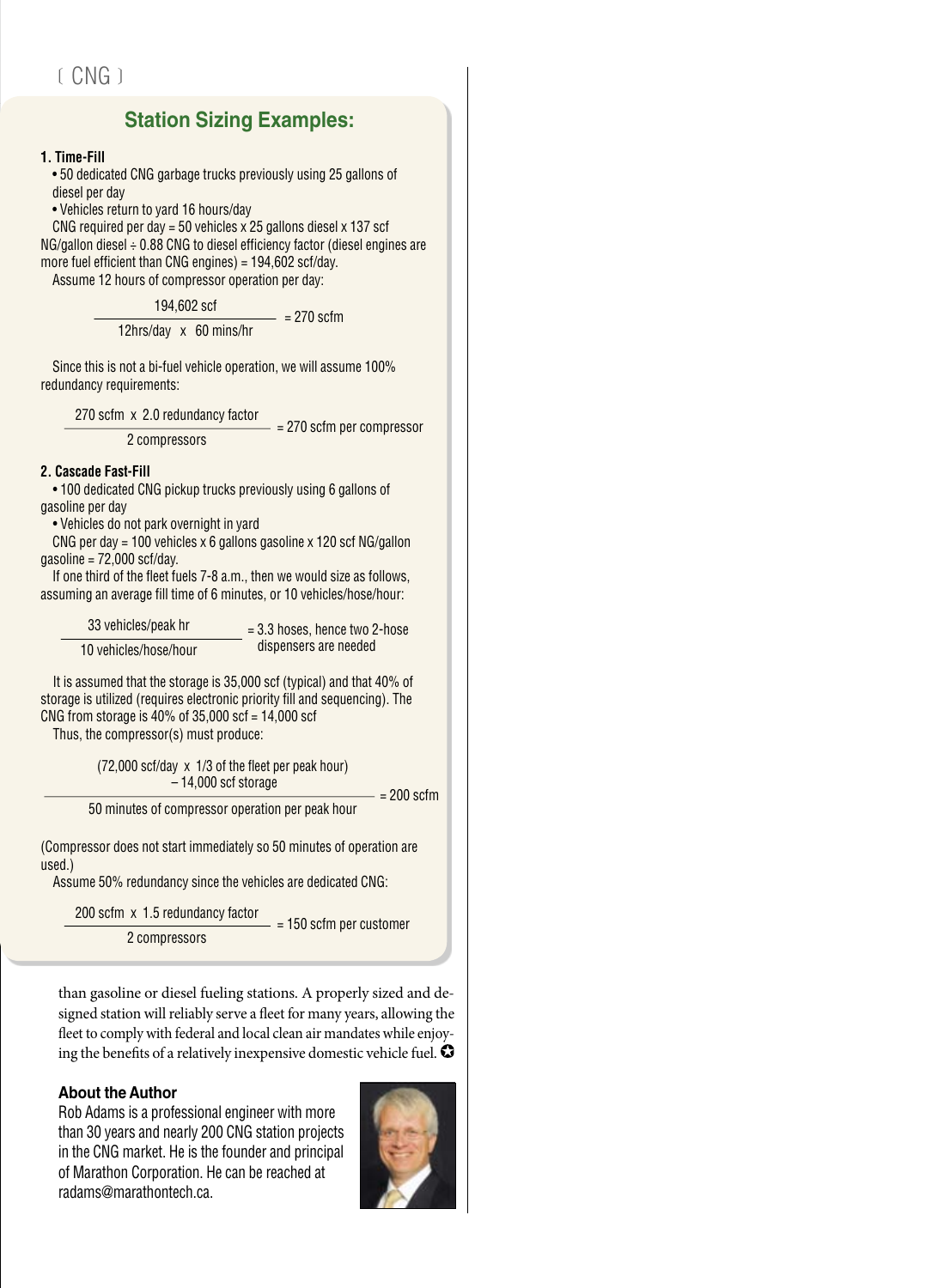## Station Sizing Examples:

**1. Time-Fill**

- 50 dedicated CNG garbage trucks previously using 25 gallons of diesel per day
- Vehicles return to yard 16 hours/day

CNG required per day = 50 vehicles x 25 gallons diesel x 137 scf NG/gallon diesel ÷ 0.88 CNG to diesel efficiency factor (diesel engines are more fuel efficient than CNG engines) = 194,602 scf/day.

Assume 12 hours of compressor operation per day:

$$\frac{194{,}602 \text{ scf}}{12 \text{hrs/day} \times 60 \text{ mins/hr}} = 270 \text{ scfm}$$

Since this is not a bi-fuel vehicle operation, we will assume 100% redundancy requirements:

$$\frac{270 \text{ scfm} \times 2.0 \text{ redundancy factor}}{2 \text{ compressors}} = 270 \text{ scfm per compressor}$$

**2. Cascade Fast-Fill**

- 100 dedicated CNG pickup trucks previously using 6 gallons of gasoline per day
- Vehicles do not park overnight in yard

CNG per day = 100 vehicles x 6 gallons gasoline x 120 scf NG/gallon gasoline = 72,000 scf/day.

If one third of the fleet fuels 7-8 a.m., then we would size as follows, assuming an average fill time of 6 minutes, or 10 vehicles/hose/hour:

$$\frac{33 \text{ vehicles/peak hr}}{10 \text{ vehicles/hose/hour}} = 3.3 \text{ hoses, hence two 2-hose dispensers are needed}$$

It is assumed that the storage is 35,000 scf (typical) and that 40% of storage is utilized (requires electronic priority fill and sequencing). The CNG from storage is 40% of 35,000 scf = 14,000 scf

Thus, the compressor(s) must produce:

$$\frac{(72{,}000 \text{ scf/day} \times 1/3 \text{ of the fleet per peak hour}) - 14{,}000 \text{ scf storage}}{50 \text{ minutes of compressor operation per peak hour}} = 200 \text{ scfm}$$

(Compressor does not start immediately so 50 minutes of operation are used.)

Assume 50% redundancy since the vehicles are dedicated CNG:

$$\frac{200 \text{ scfm} \times 1.5 \text{ redundancy factor}}{2 \text{ compressors}} = 150 \text{ scfm per customer}$$

than gasoline or diesel fueling stations. A properly sized and designed station will reliably serve a fleet for many years, allowing the fleet to comply with federal and local clean air mandates while enjoying the benefits of a relatively inexpensive domestic vehicle fuel. ✪

**About the Author**

Rob Adams is a professional engineer with more than 30 years and nearly 200 CNG station projects in the CNG market. He is the founder and principal of Marathon Corporation. He can be reached at radams@marathontech.ca.